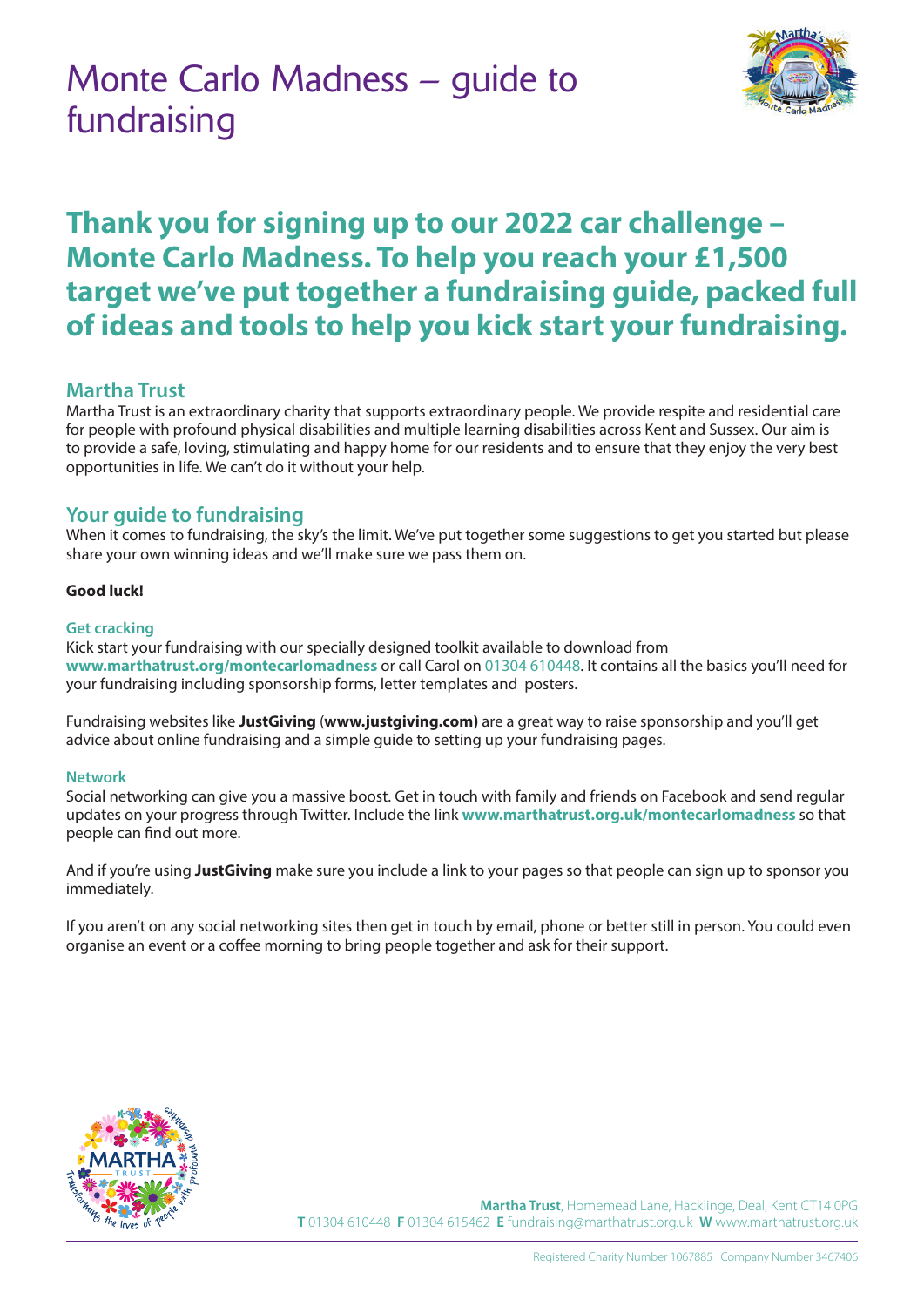# Monte Carlo Madness – guide to fundraising

## Thank you for signing up to our 2022 car challenge – Monte Carlo Madness. To help you reach your £1,500 target we've put together a fundraising guide, packed full of ideas and tools to help you kick start your fundraising.

### Martha Trust

Martha Trust is an extraordinary charity that supports extraordinary people. We provide respite and residential care for people with profound physical disabilities and multiple learning disabilities across Kent and Sussex. Our aim is to provide a safe, loving, stimulating and happy home for our residents and to ensure that they enjoy the very best opportunities in life. We can't do it without your help.

### Your guide to fundraising

When it comes to fundraising, the sky's the limit. We've put together some suggestions to get you started but please share your own winning ideas and we'll make sure we pass them on.

**Good luck!**

#### Get cracking

Kick start your fundraising with our specially designed toolkit available to download from **www.marthatrust.org/montecarlomadness** or call Carol on 01304 610448. It contains all the basics you'll need for your fundraising including sponsorship forms, letter templates and posters.

Fundraising websites like **JustGiving** (**www.justgiving.com)** are a great way to raise sponsorship and you'll get advice about online fundraising and a simple guide to setting up your fundraising pages.

#### Network

Social networking can give you a massive boost. Get in touch with family and friends on Facebook and send regular updates on your progress through Twitter. Include the link **www.marthatrust.org.uk/montecarlomadness** so that people can find out more.

And if you're using **JustGiving** make sure you include a link to your pages so that people can sign up to sponsor you immediately.

If you aren't on any social networking sites then get in touch by email, phone or better still in person. You could even organise an event or a coffee morning to bring people together and ask for their support.

**Martha Trust**, Homemead Lane, Hacklinge, Deal, Kent CT14 0PG
**T** 01304 610448 **F** 01304 615462 **E** fundraising@marthatrust.org.uk **W** www.marthatrust.org.uk

Registered Charity Number 1067885 Company Number 3467406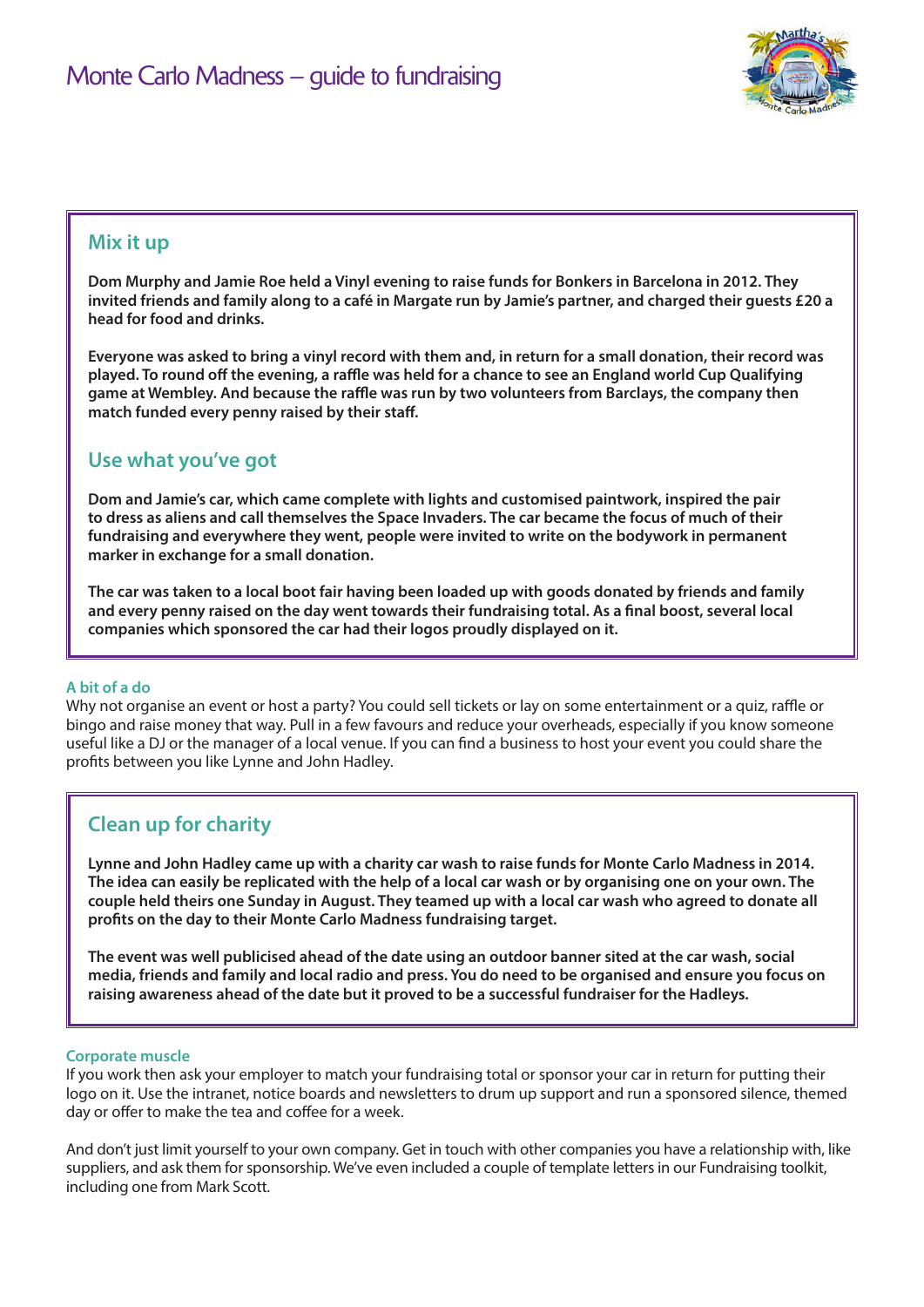## Mix it up

**Dom Murphy and Jamie Roe held a Vinyl evening to raise funds for Bonkers in Barcelona in 2012. They invited friends and family along to a café in Margate run by Jamie's partner, and charged their guests £20 a head for food and drinks.**

**Everyone was asked to bring a vinyl record with them and, in return for a small donation, their record was played. To round off the evening, a raffle was held for a chance to see an England world Cup Qualifying game at Wembley. And because the raffle was run by two volunteers from Barclays, the company then match funded every penny raised by their staff.**

## Use what you've got

**Dom and Jamie's car, which came complete with lights and customised paintwork, inspired the pair to dress as aliens and call themselves the Space Invaders. The car became the focus of much of their fundraising and everywhere they went, people were invited to write on the bodywork in permanent marker in exchange for a small donation.**

**The car was taken to a local boot fair having been loaded up with goods donated by friends and family and every penny raised on the day went towards their fundraising total. As a final boost, several local companies which sponsored the car had their logos proudly displayed on it.**

### A bit of a do

Why not organise an event or host a party? You could sell tickets or lay on some entertainment or a quiz, raffle or bingo and raise money that way. Pull in a few favours and reduce your overheads, especially if you know someone useful like a DJ or the manager of a local venue. If you can find a business to host your event you could share the profits between you like Lynne and John Hadley.

## Clean up for charity

**Lynne and John Hadley came up with a charity car wash to raise funds for Monte Carlo Madness in 2014. The idea can easily be replicated with the help of a local car wash or by organising one on your own. The couple held theirs one Sunday in August. They teamed up with a local car wash who agreed to donate all profits on the day to their Monte Carlo Madness fundraising target.**

**The event was well publicised ahead of the date using an outdoor banner sited at the car wash, social media, friends and family and local radio and press. You do need to be organised and ensure you focus on raising awareness ahead of the date but it proved to be a successful fundraiser for the Hadleys.**

### Corporate muscle

If you work then ask your employer to match your fundraising total or sponsor your car in return for putting their logo on it. Use the intranet, notice boards and newsletters to drum up support and run a sponsored silence, themed day or offer to make the tea and coffee for a week.

And don't just limit yourself to your own company. Get in touch with other companies you have a relationship with, like suppliers, and ask them for sponsorship. We've even included a couple of template letters in our Fundraising toolkit, including one from Mark Scott.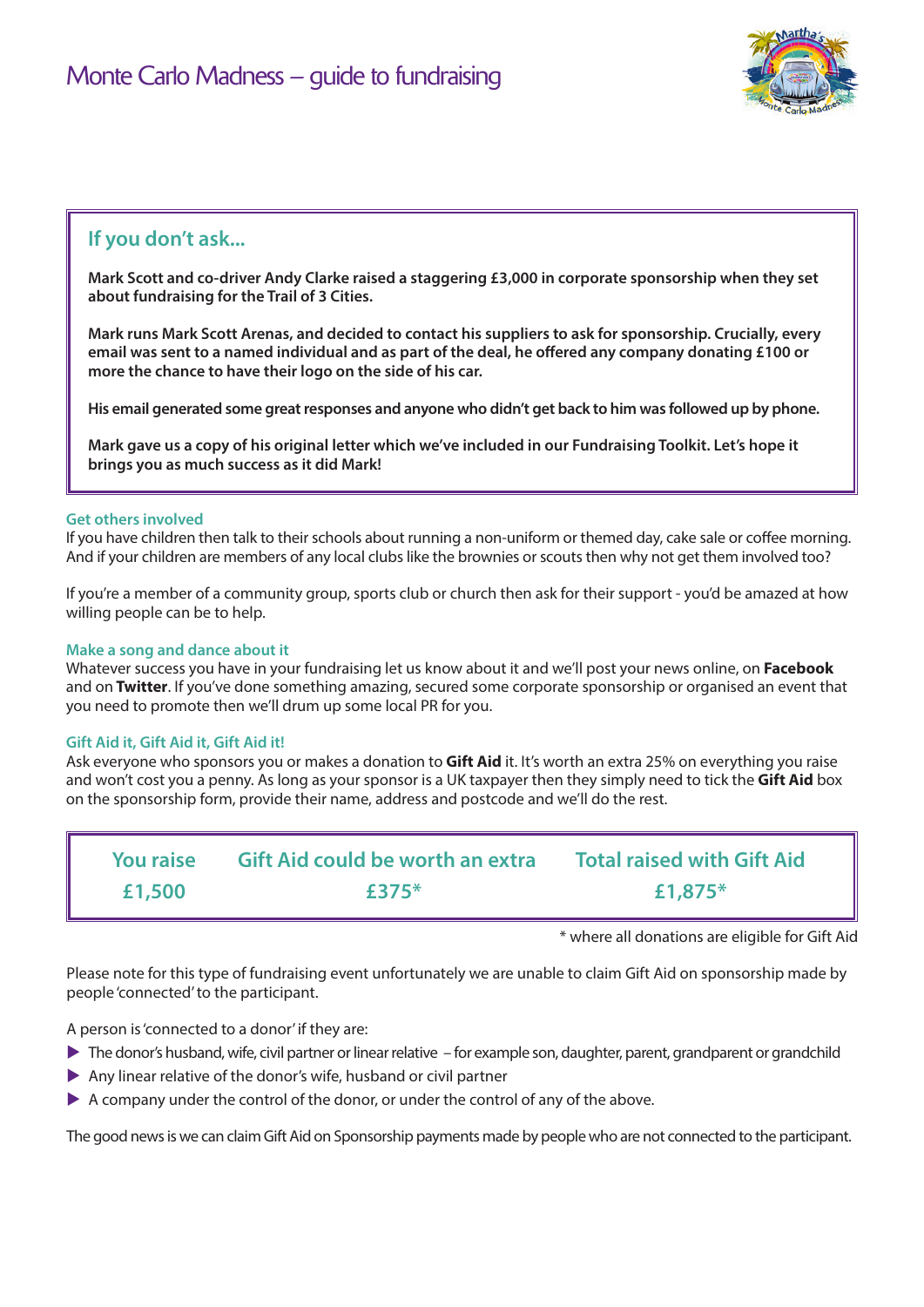# Monte Carlo Madness – guide to fundraising

## If you don't ask...

**Mark Scott and co-driver Andy Clarke raised a staggering £3,000 in corporate sponsorship when they set about fundraising for the Trail of 3 Cities.**

**Mark runs Mark Scott Arenas, and decided to contact his suppliers to ask for sponsorship. Crucially, every email was sent to a named individual and as part of the deal, he offered any company donating £100 or more the chance to have their logo on the side of his car.**

**His email generated some great responses and anyone who didn't get back to him was followed up by phone.**

**Mark gave us a copy of his original letter which we've included in our Fundraising Toolkit. Let's hope it brings you as much success as it did Mark!**

### Get others involved

If you have children then talk to their schools about running a non-uniform or themed day, cake sale or coffee morning. And if your children are members of any local clubs like the brownies or scouts then why not get them involved too?

If you're a member of a community group, sports club or church then ask for their support - you'd be amazed at how willing people can be to help.

### Make a song and dance about it

Whatever success you have in your fundraising let us know about it and we'll post your news online, on **Facebook** and on **Twitter**. If you've done something amazing, secured some corporate sponsorship or organised an event that you need to promote then we'll drum up some local PR for you.

### Gift Aid it, Gift Aid it, Gift Aid it!

Ask everyone who sponsors you or makes a donation to **Gift Aid** it. It's worth an extra 25% on everything you raise and won't cost you a penny. As long as your sponsor is a UK taxpayer then they simply need to tick the **Gift Aid** box on the sponsorship form, provide their name, address and postcode and we'll do the rest.

| You raise | Gift Aid could be worth an extra | Total raised with Gift Aid |
|---|---|---|
| £1,500 | £375* | £1,875* |

\* where all donations are eligible for Gift Aid

Please note for this type of fundraising event unfortunately we are unable to claim Gift Aid on sponsorship made by people 'connected' to the participant.

A person is 'connected to a donor' if they are:

- The donor's husband, wife, civil partner or linear relative – for example son, daughter, parent, grandparent or grandchild
- Any linear relative of the donor's wife, husband or civil partner
- A company under the control of the donor, or under the control of any of the above.

The good news is we can claim Gift Aid on Sponsorship payments made by people who are not connected to the participant.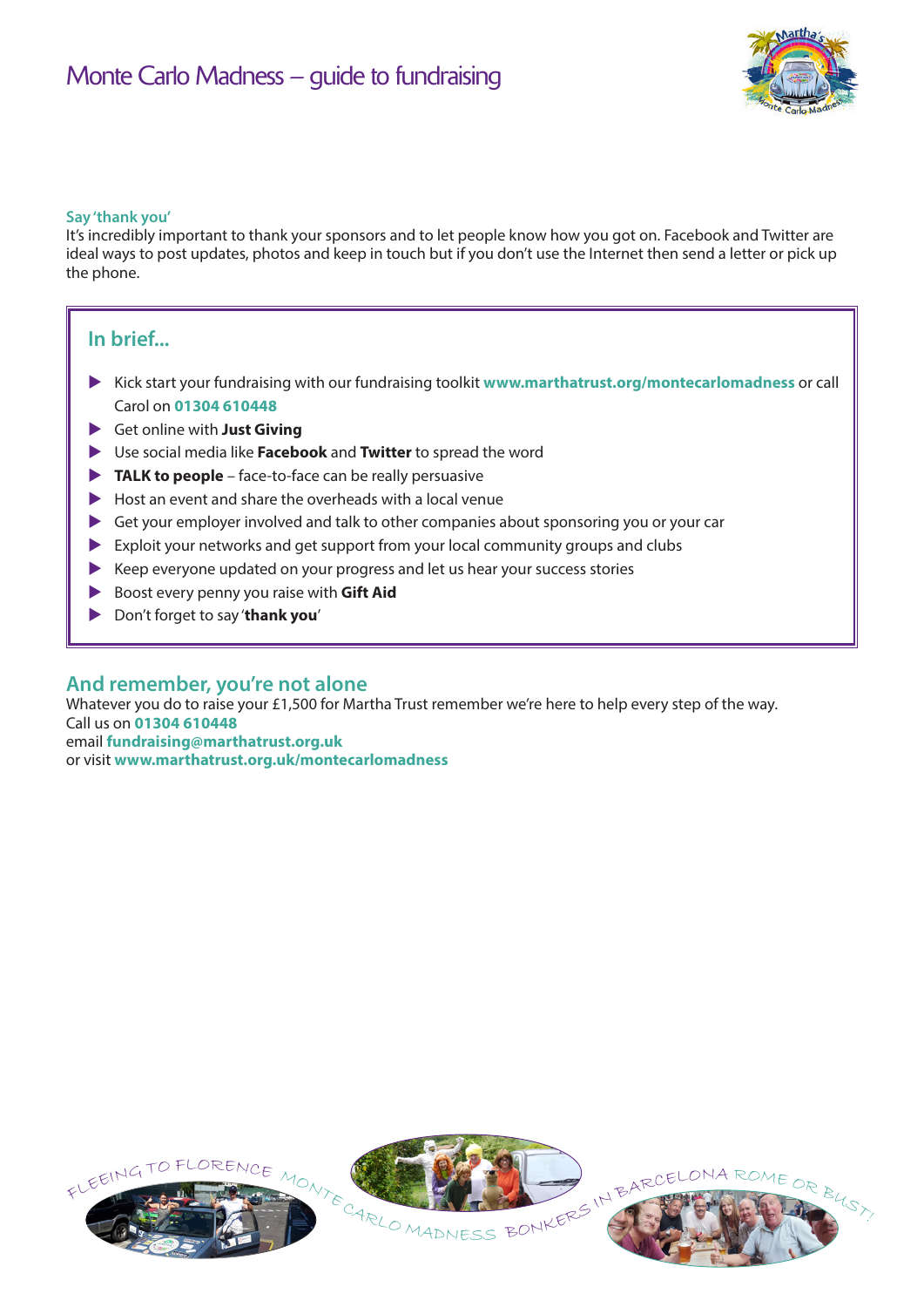# Monte Carlo Madness – guide to fundraising

**Say 'thank you'**

It's incredibly important to thank your sponsors and to let people know how you got on. Facebook and Twitter are ideal ways to post updates, photos and keep in touch but if you don't use the Internet then send a letter or pick up the phone.

## In brief...

- Kick start your fundraising with our fundraising toolkit **www.marthatrust.org/montecarlomadness** or call Carol on **01304 610448**
- Get online with **Just Giving**
- Use social media like **Facebook** and **Twitter** to spread the word
- **TALK to people** – face-to-face can be really persuasive
- Host an event and share the overheads with a local venue
- Get your employer involved and talk to other companies about sponsoring you or your car
- Exploit your networks and get support from your local community groups and clubs
- Keep everyone updated on your progress and let us hear your success stories
- Boost every penny you raise with **Gift Aid**
- Don't forget to say '**thank you**'

## And remember, you're not alone

Whatever you do to raise your £1,500 for Martha Trust remember we're here to help every step of the way.
Call us on **01304 610448**
email **fundraising@marthatrust.org.uk**
or visit **www.marthatrust.org.uk/montecarlomadness**

FLEEING TO FLORENCE MONTE CARLO MADNESS BONKERS IN BARCELONA ROME OR BUST!